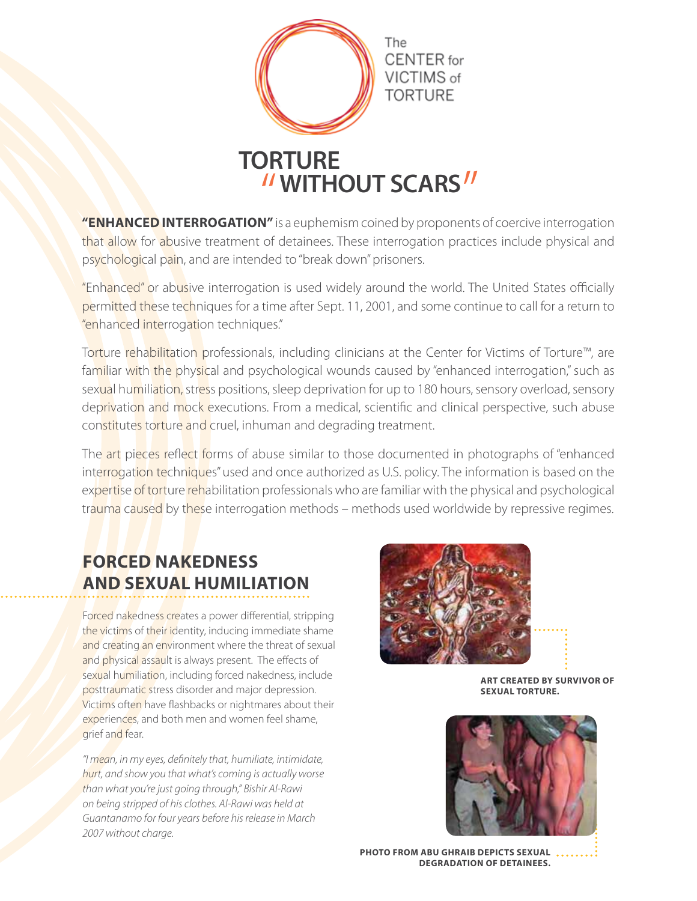The CENTER for VICTIMS of TORTURE

# TORTURE "WITHOUT SCARS"

**"ENHANCED INTERROGATION"** is a euphemism coined by proponents of coercive interrogation that allow for abusive treatment of detainees. These interrogation practices include physical and psychological pain, and are intended to "break down" prisoners.

"Enhanced" or abusive interrogation is used widely around the world. The United States officially permitted these techniques for a time after Sept. 11, 2001, and some continue to call for a return to "enhanced interrogation techniques."

Torture rehabilitation professionals, including clinicians at the Center for Victims of Torture™, are familiar with the physical and psychological wounds caused by "enhanced interrogation," such as sexual humiliation, stress positions, sleep deprivation for up to 180 hours, sensory overload, sensory deprivation and mock executions. From a medical, scientific and clinical perspective, such abuse constitutes torture and cruel, inhuman and degrading treatment.

The art pieces reflect forms of abuse similar to those documented in photographs of "enhanced interrogation techniques" used and once authorized as U.S. policy. The information is based on the expertise of torture rehabilitation professionals who are familiar with the physical and psychological trauma caused by these interrogation methods – methods used worldwide by repressive regimes.

## FORCED NAKEDNESS AND SEXUAL HUMILIATION

Forced nakedness creates a power differential, stripping the victims of their identity, inducing immediate shame and creating an environment where the threat of sexual and physical assault is always present. The effects of sexual humiliation, including forced nakedness, include posttraumatic stress disorder and major depression. Victims often have flashbacks or nightmares about their experiences, and both men and women feel shame, grief and fear.

*"I mean, in my eyes, definitely that, humiliate, intimidate, hurt, and show you that what's coming is actually worse than what you're just going through," Bishir Al-Rawi on being stripped of his clothes. Al-Rawi was held at Guantanamo for four years before his release in March 2007 without charge.*

**ART CREATED BY SURVIVOR OF SEXUAL TORTURE.**

**PHOTO FROM ABU GHRAIB DEPICTS SEXUAL DEGRADATION OF DETAINEES.**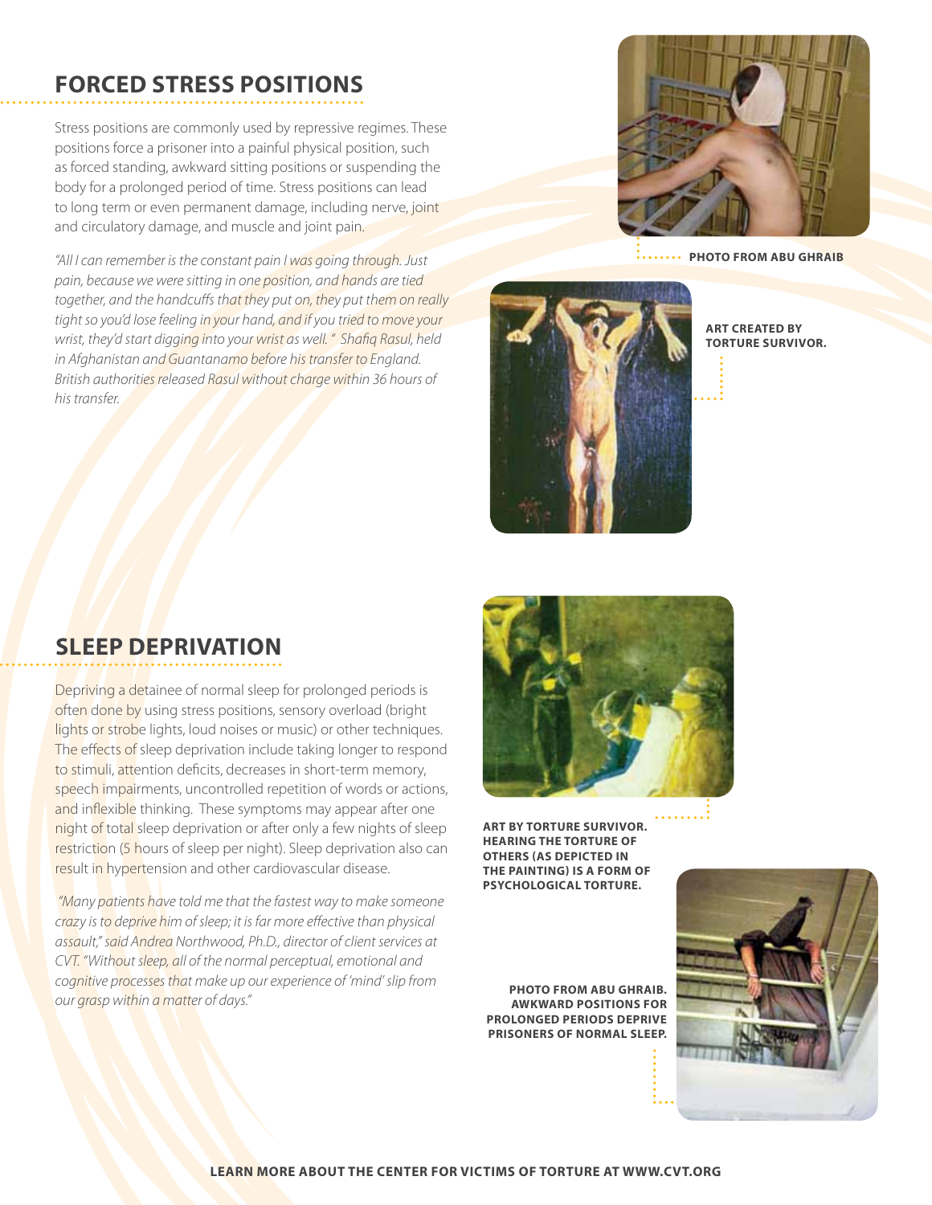## FORCED STRESS POSITIONS

Stress positions are commonly used by repressive regimes. These positions force a prisoner into a painful physical position, such as forced standing, awkward sitting positions or suspending the body for a prolonged period of time. Stress positions can lead to long term or even permanent damage, including nerve, joint and circulatory damage, and muscle and joint pain.

*"All I can remember is the constant pain I was going through. Just pain, because we were sitting in one position, and hands are tied together, and the handcuffs that they put on, they put them on really tight so you'd lose feeling in your hand, and if you tried to move your wrist, they'd start digging into your wrist as well. " Shafiq Rasul, held in Afghanistan and Guantanamo before his transfer to England. British authorities released Rasul without charge within 36 hours of his transfer.*

**PHOTO FROM ABU GHRAIB**

**ART CREATED BY TORTURE SURVIVOR.**

## SLEEP DEPRIVATION

Depriving a detainee of normal sleep for prolonged periods is often done by using stress positions, sensory overload (bright lights or strobe lights, loud noises or music) or other techniques. The effects of sleep deprivation include taking longer to respond to stimuli, attention deficits, decreases in short-term memory, speech impairments, uncontrolled repetition of words or actions, and inflexible thinking. These symptoms may appear after one night of total sleep deprivation or after only a few nights of sleep restriction (5 hours of sleep per night). Sleep deprivation also can result in hypertension and other cardiovascular disease.

*"Many patients have told me that the fastest way to make someone crazy is to deprive him of sleep; it is far more effective than physical assault," said Andrea Northwood, Ph.D., director of client services at CVT. "Without sleep, all of the normal perceptual, emotional and cognitive processes that make up our experience of 'mind' slip from our grasp within a matter of days."*

**ART BY TORTURE SURVIVOR. HEARING THE TORTURE OF OTHERS (AS DEPICTED IN THE PAINTING) IS A FORM OF PSYCHOLOGICAL TORTURE.**

**PHOTO FROM ABU GHRAIB. AWKWARD POSITIONS FOR PROLONGED PERIODS DEPRIVE PRISONERS OF NORMAL SLEEP.**

**LEARN MORE ABOUT THE CENTER FOR VICTIMS OF TORTURE AT WWW.CVT.ORG**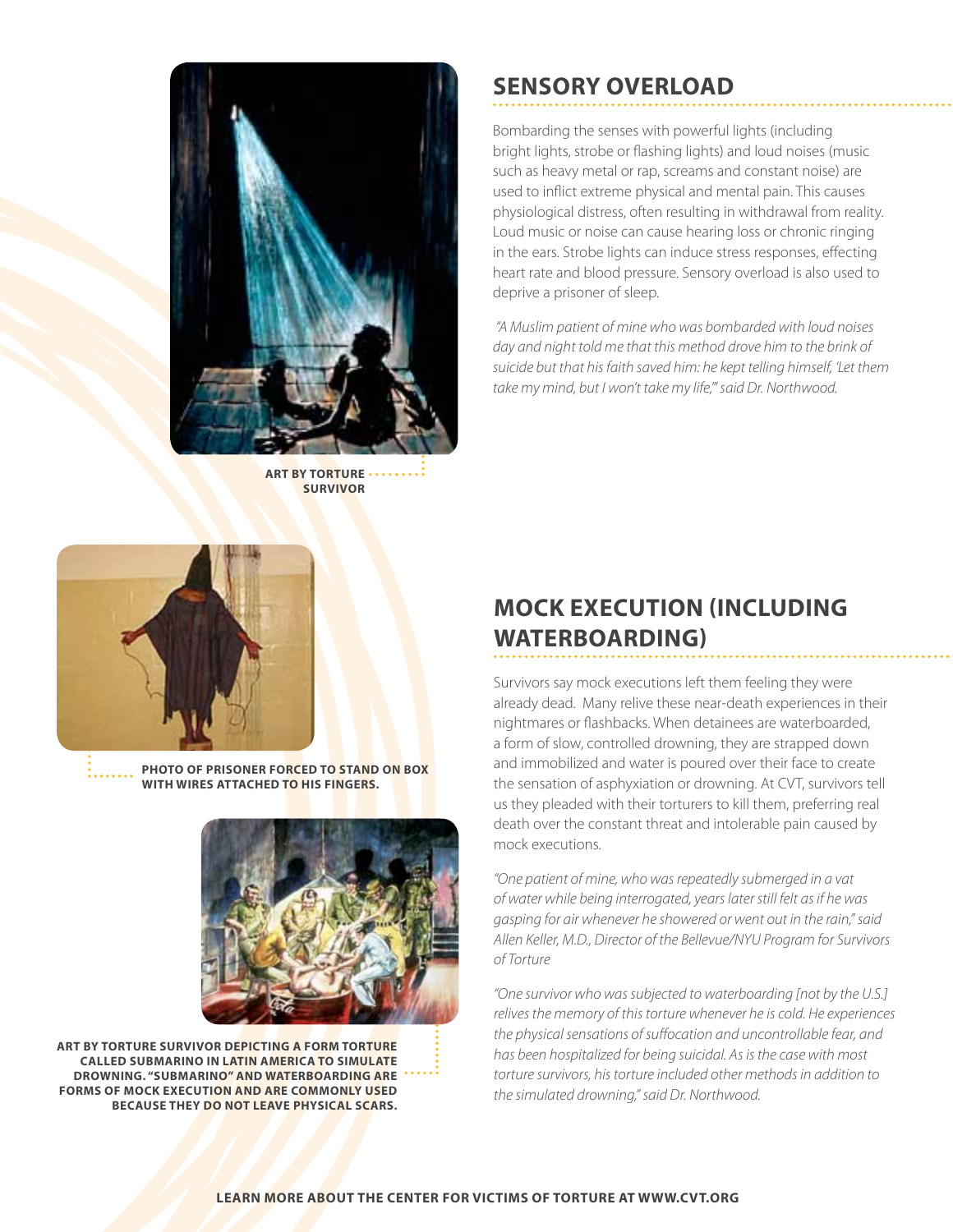## SENSORY OVERLOAD

Bombarding the senses with powerful lights (including bright lights, strobe or flashing lights) and loud noises (music such as heavy metal or rap, screams and constant noise) are used to inflict extreme physical and mental pain. This causes physiological distress, often resulting in withdrawal from reality. Loud music or noise can cause hearing loss or chronic ringing in the ears. Strobe lights can induce stress responses, effecting heart rate and blood pressure. Sensory overload is also used to deprive a prisoner of sleep.

*"A Muslim patient of mine who was bombarded with loud noises day and night told me that this method drove him to the brink of suicide but that his faith saved him: he kept telling himself, 'Let them take my mind, but I won't take my life,'" said Dr. Northwood.*

**ART BY TORTURE SURVIVOR**

**PHOTO OF PRISONER FORCED TO STAND ON BOX WITH WIRES ATTACHED TO HIS FINGERS.**

## MOCK EXECUTION (INCLUDING WATERBOARDING)

Survivors say mock executions left them feeling they were already dead. Many relive these near-death experiences in their nightmares or flashbacks. When detainees are waterboarded, a form of slow, controlled drowning, they are strapped down and immobilized and water is poured over their face to create the sensation of asphyxiation or drowning. At CVT, survivors tell us they pleaded with their torturers to kill them, preferring real death over the constant threat and intolerable pain caused by mock executions.

*"One patient of mine, who was repeatedly submerged in a vat of water while being interrogated, years later still felt as if he was gasping for air whenever he showered or went out in the rain," said Allen Keller, M.D., Director of the Bellevue/NYU Program for Survivors of Torture*

*"One survivor who was subjected to waterboarding [not by the U.S.] relives the memory of this torture whenever he is cold. He experiences the physical sensations of suffocation and uncontrollable fear, and has been hospitalized for being suicidal. As is the case with most torture survivors, his torture included other methods in addition to the simulated drowning," said Dr. Northwood.*

**ART BY TORTURE SURVIVOR DEPICTING A FORM TORTURE CALLED SUBMARINO IN LATIN AMERICA TO SIMULATE DROWNING. "SUBMARINO" AND WATERBOARDING ARE FORMS OF MOCK EXECUTION AND ARE COMMONLY USED BECAUSE THEY DO NOT LEAVE PHYSICAL SCARS.**

**LEARN MORE ABOUT THE CENTER FOR VICTIMS OF TORTURE AT WWW.CVT.ORG**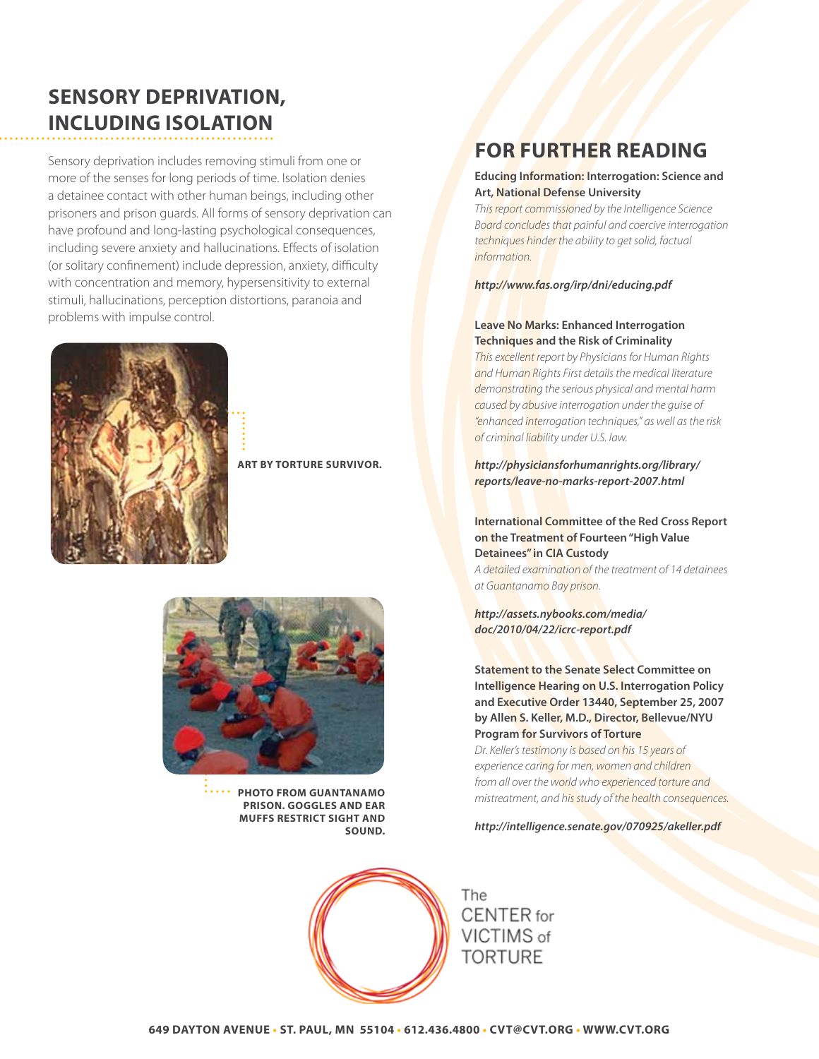## SENSORY DEPRIVATION, INCLUDING ISOLATION

Sensory deprivation includes removing stimuli from one or more of the senses for long periods of time. Isolation denies a detainee contact with other human beings, including other prisoners and prison guards. All forms of sensory deprivation can have profound and long-lasting psychological consequences, including severe anxiety and hallucinations. Effects of isolation (or solitary confinement) include depression, anxiety, difficulty with concentration and memory, hypersensitivity to external stimuli, hallucinations, perception distortions, paranoia and problems with impulse control.

**ART BY TORTURE SURVIVOR.**

**PHOTO FROM GUANTANAMO PRISON. GOGGLES AND EAR MUFFS RESTRICT SIGHT AND SOUND.**

## FOR FURTHER READING

**Educing Information: Interrogation: Science and Art, National Defense University**
*This report commissioned by the Intelligence Science Board concludes that painful and coercive interrogation techniques hinder the ability to get solid, factual information.*

***http://www.fas.org/irp/dni/educing.pdf***

**Leave No Marks: Enhanced Interrogation Techniques and the Risk of Criminality**
*This excellent report by Physicians for Human Rights and Human Rights First details the medical literature demonstrating the serious physical and mental harm caused by abusive interrogation under the guise of "enhanced interrogation techniques," as well as the risk of criminal liability under U.S. law.*

***http://physiciansforhumanrights.org/library/reports/leave-no-marks-report-2007.html***

**International Committee of the Red Cross Report on the Treatment of Fourteen "High Value Detainees" in CIA Custody**
*A detailed examination of the treatment of 14 detainees at Guantanamo Bay prison.*

***http://assets.nybooks.com/media/doc/2010/04/22/icrc-report.pdf***

**Statement to the Senate Select Committee on Intelligence Hearing on U.S. Interrogation Policy and Executive Order 13440, September 25, 2007 by Allen S. Keller, M.D., Director, Bellevue/NYU Program for Survivors of Torture**
*Dr. Keller's testimony is based on his 15 years of experience caring for men, women and children from all over the world who experienced torture and mistreatment, and his study of the health consequences.*

***http://intelligence.senate.gov/070925/akeller.pdf***

The CENTER for VICTIMS of TORTURE

**649 DAYTON AVENUE • ST. PAUL, MN 55104 • 612.436.4800 • CVT@CVT.ORG • WWW.CVT.ORG**